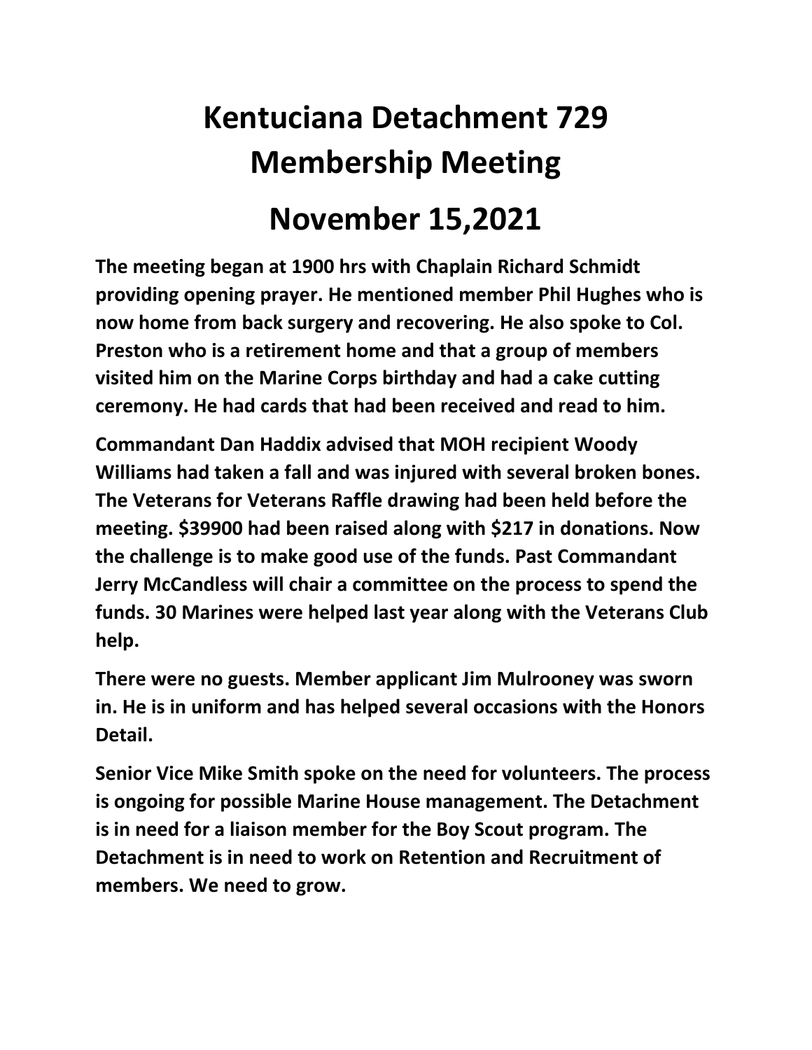# Kentuciana Detachment 729 Membership Meeting

# November 15,2021

**The meeting began at 1900 hrs with Chaplain Richard Schmidt providing opening prayer. He mentioned member Phil Hughes who is now home from back surgery and recovering. He also spoke to Col. Preston who is a retirement home and that a group of members visited him on the Marine Corps birthday and had a cake cutting ceremony. He had cards that had been received and read to him.**

**Commandant Dan Haddix advised that MOH recipient Woody Williams had taken a fall and was injured with several broken bones. The Veterans for Veterans Raffle drawing had been held before the meeting. $39900 had been raised along with $217 in donations. Now the challenge is to make good use of the funds. Past Commandant Jerry McCandless will chair a committee on the process to spend the funds. 30 Marines were helped last year along with the Veterans Club help.**

**There were no guests. Member applicant Jim Mulrooney was sworn in. He is in uniform and has helped several occasions with the Honors Detail.**

**Senior Vice Mike Smith spoke on the need for volunteers. The process is ongoing for possible Marine House management. The Detachment is in need for a liaison member for the Boy Scout program. The Detachment is in need to work on Retention and Recruitment of members. We need to grow.**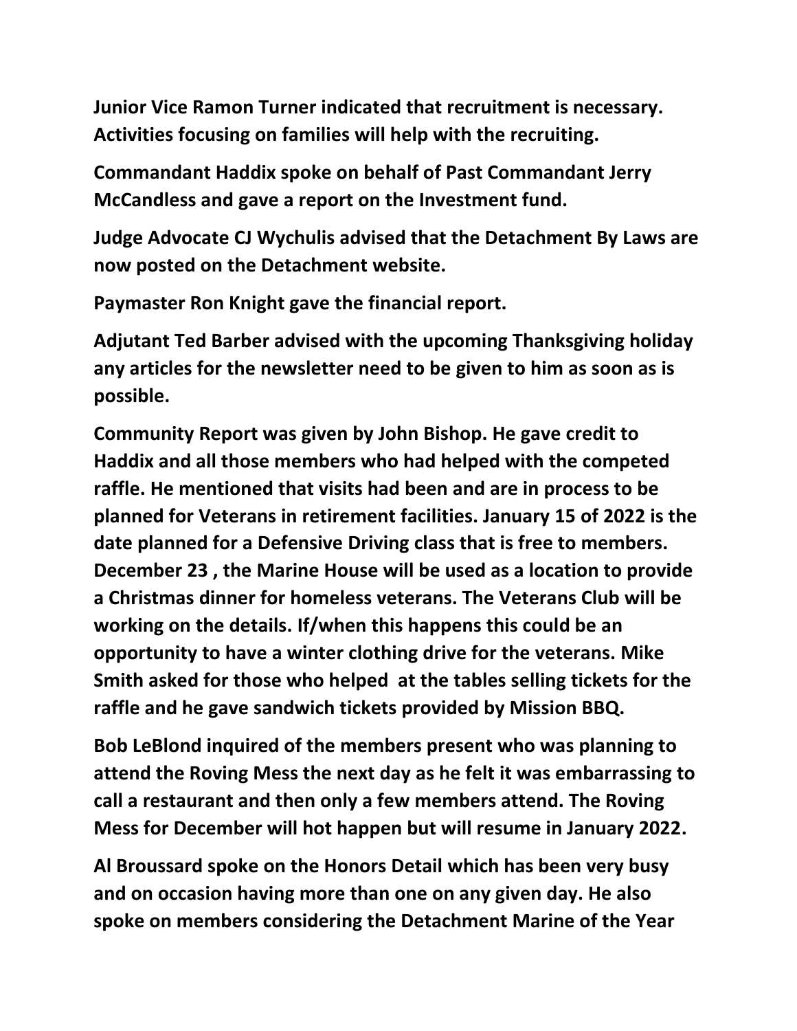**Junior Vice Ramon Turner indicated that recruitment is necessary. Activities focusing on families will help with the recruiting.**

**Commandant Haddix spoke on behalf of Past Commandant Jerry McCandless and gave a report on the Investment fund.**

**Judge Advocate CJ Wychulis advised that the Detachment By Laws are now posted on the Detachment website.**

**Paymaster Ron Knight gave the financial report.**

**Adjutant Ted Barber advised with the upcoming Thanksgiving holiday any articles for the newsletter need to be given to him as soon as is possible.**

**Community Report was given by John Bishop. He gave credit to Haddix and all those members who had helped with the competed raffle. He mentioned that visits had been and are in process to be planned for Veterans in retirement facilities. January 15 of 2022 is the date planned for a Defensive Driving class that is free to members. December 23 , the Marine House will be used as a location to provide a Christmas dinner for homeless veterans. The Veterans Club will be working on the details. If/when this happens this could be an opportunity to have a winter clothing drive for the veterans. Mike Smith asked for those who helped at the tables selling tickets for the raffle and he gave sandwich tickets provided by Mission BBQ.**

**Bob LeBlond inquired of the members present who was planning to attend the Roving Mess the next day as he felt it was embarrassing to call a restaurant and then only a few members attend. The Roving Mess for December will hot happen but will resume in January 2022.**

**Al Broussard spoke on the Honors Detail which has been very busy and on occasion having more than one on any given day. He also spoke on members considering the Detachment Marine of the Year**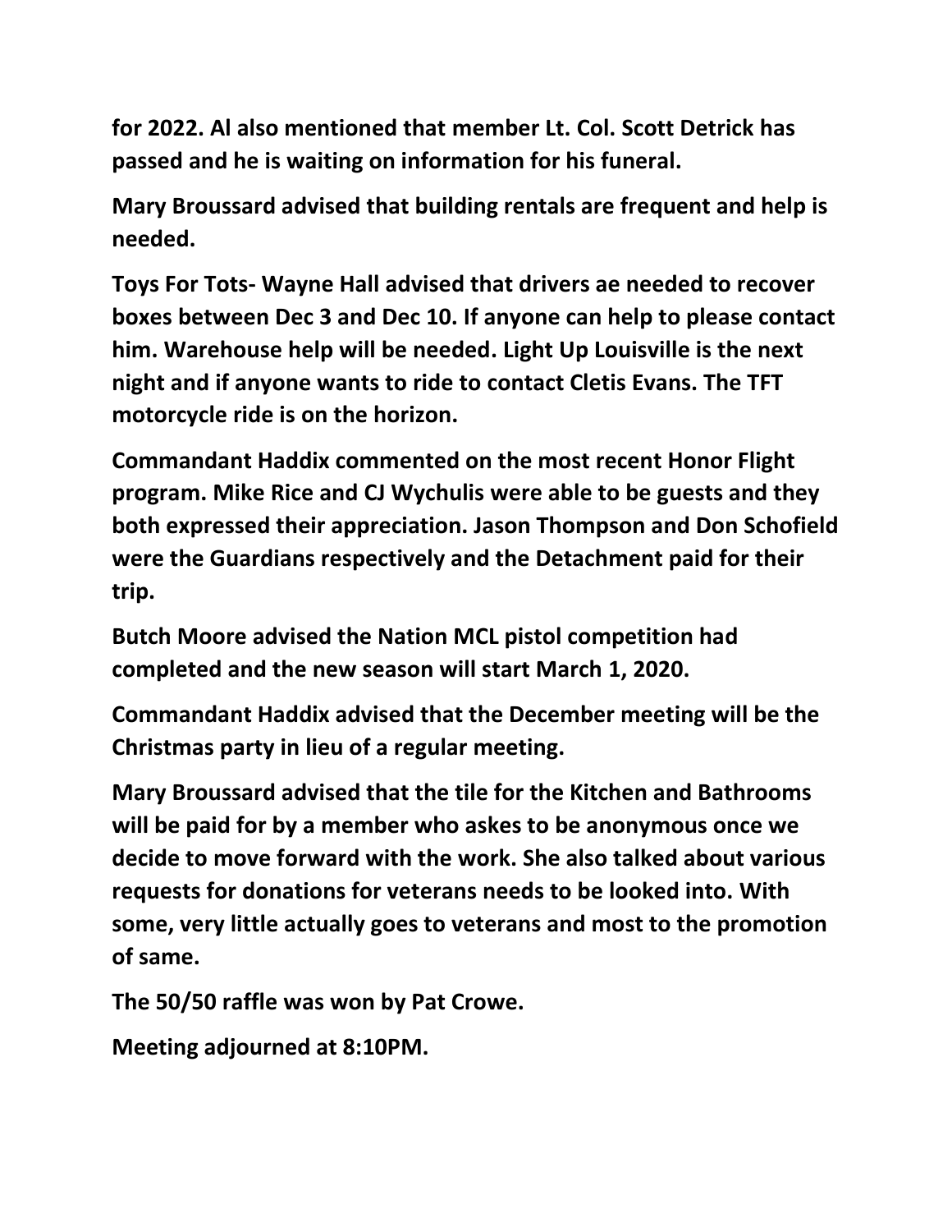**for 2022. Al also mentioned that member Lt. Col. Scott Detrick has passed and he is waiting on information for his funeral.**

**Mary Broussard advised that building rentals are frequent and help is needed.**

**Toys For Tots- Wayne Hall advised that drivers ae needed to recover boxes between Dec 3 and Dec 10. If anyone can help to please contact him. Warehouse help will be needed. Light Up Louisville is the next night and if anyone wants to ride to contact Cletis Evans. The TFT motorcycle ride is on the horizon.**

**Commandant Haddix commented on the most recent Honor Flight program. Mike Rice and CJ Wychulis were able to be guests and they both expressed their appreciation. Jason Thompson and Don Schofield were the Guardians respectively and the Detachment paid for their trip.**

**Butch Moore advised the Nation MCL pistol competition had completed and the new season will start March 1, 2020.**

**Commandant Haddix advised that the December meeting will be the Christmas party in lieu of a regular meeting.**

**Mary Broussard advised that the tile for the Kitchen and Bathrooms will be paid for by a member who askes to be anonymous once we decide to move forward with the work. She also talked about various requests for donations for veterans needs to be looked into. With some, very little actually goes to veterans and most to the promotion of same.**

**The 50/50 raffle was won by Pat Crowe.**

**Meeting adjourned at 8:10PM.**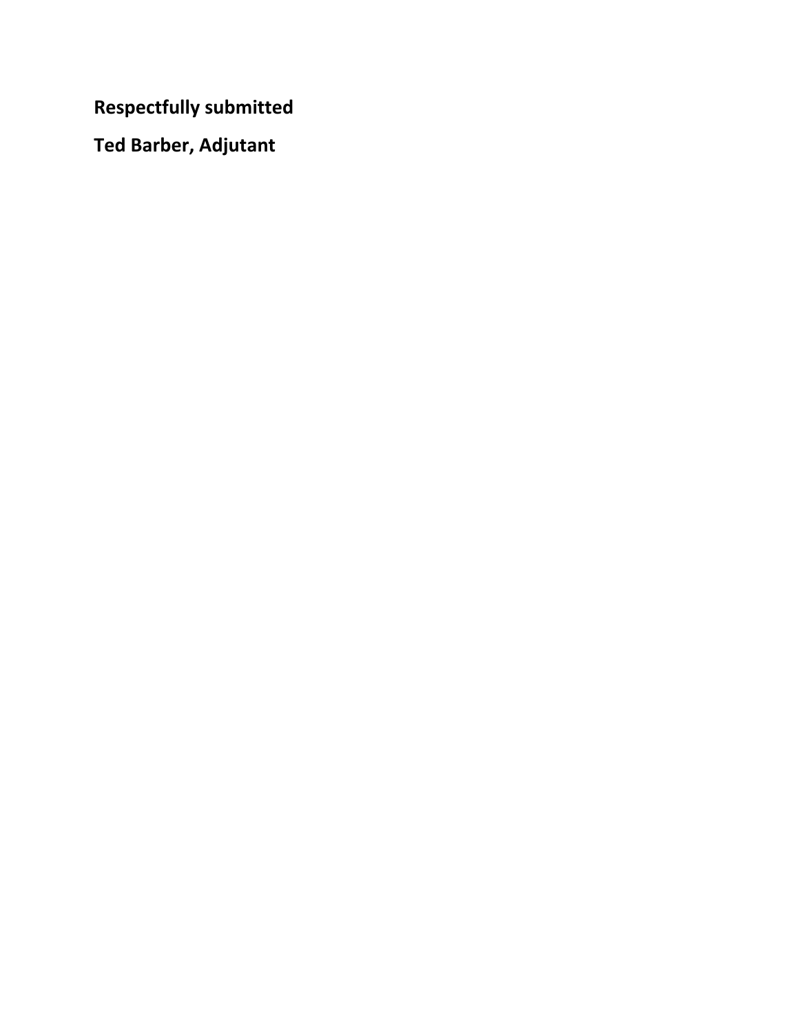**Respectfully submitted**

**Ted Barber, Adjutant**